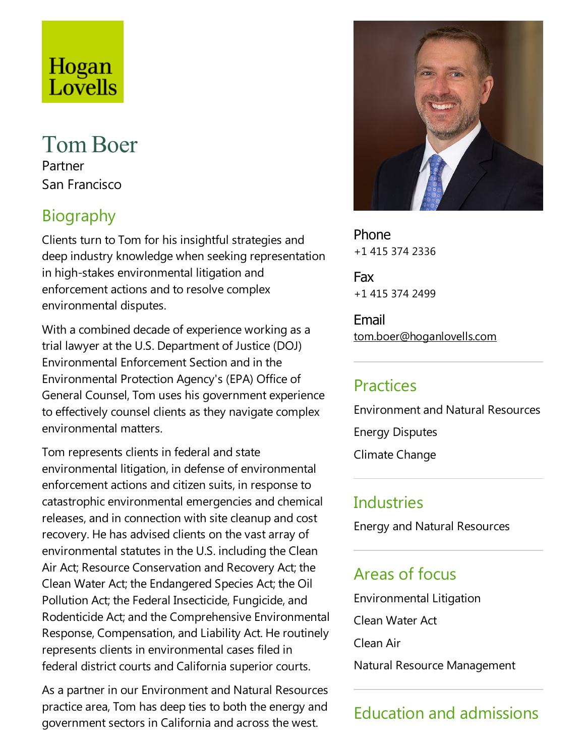Hogan Lovells

# Tom Boer

Partner

San Francisco

## Biography

Clients turn to Tom for his insightful strategies and deep industry knowledge when seeking representation in high-stakes environmental litigation and enforcement actions and to resolve complex environmental disputes.

With a combined decade of experience working as a trial lawyer at the U.S. Department of Justice (DOJ) Environmental Enforcement Section and in the Environmental Protection Agency's (EPA) Office of General Counsel, Tom uses his government experience to effectively counsel clients as they navigate complex environmental matters.

Tom represents clients in federal and state environmental litigation, in defense of environmental enforcement actions and citizen suits, in response to catastrophic environmental emergencies and chemical releases, and in connection with site cleanup and cost recovery. He has advised clients on the vast array of environmental statutes in the U.S. including the Clean Air Act; Resource Conservation and Recovery Act; the Clean Water Act; the Endangered Species Act; the Oil Pollution Act; the Federal Insecticide, Fungicide, and Rodenticide Act; and the Comprehensive Environmental Response, Compensation, and Liability Act. He routinely represents clients in environmental cases filed in federal district courts and California superior courts.

As a partner in our Environment and Natural Resources practice area, Tom has deep ties to both the energy and government sectors in California and across the west.

Phone
+1 415 374 2336

Fax
+1 415 374 2499

Email
tom.boer@hoganlovells.com

## Practices

Environment and Natural Resources

Energy Disputes

Climate Change

## Industries

Energy and Natural Resources

## Areas of focus

Environmental Litigation

Clean Water Act

Clean Air

Natural Resource Management

## Education and admissions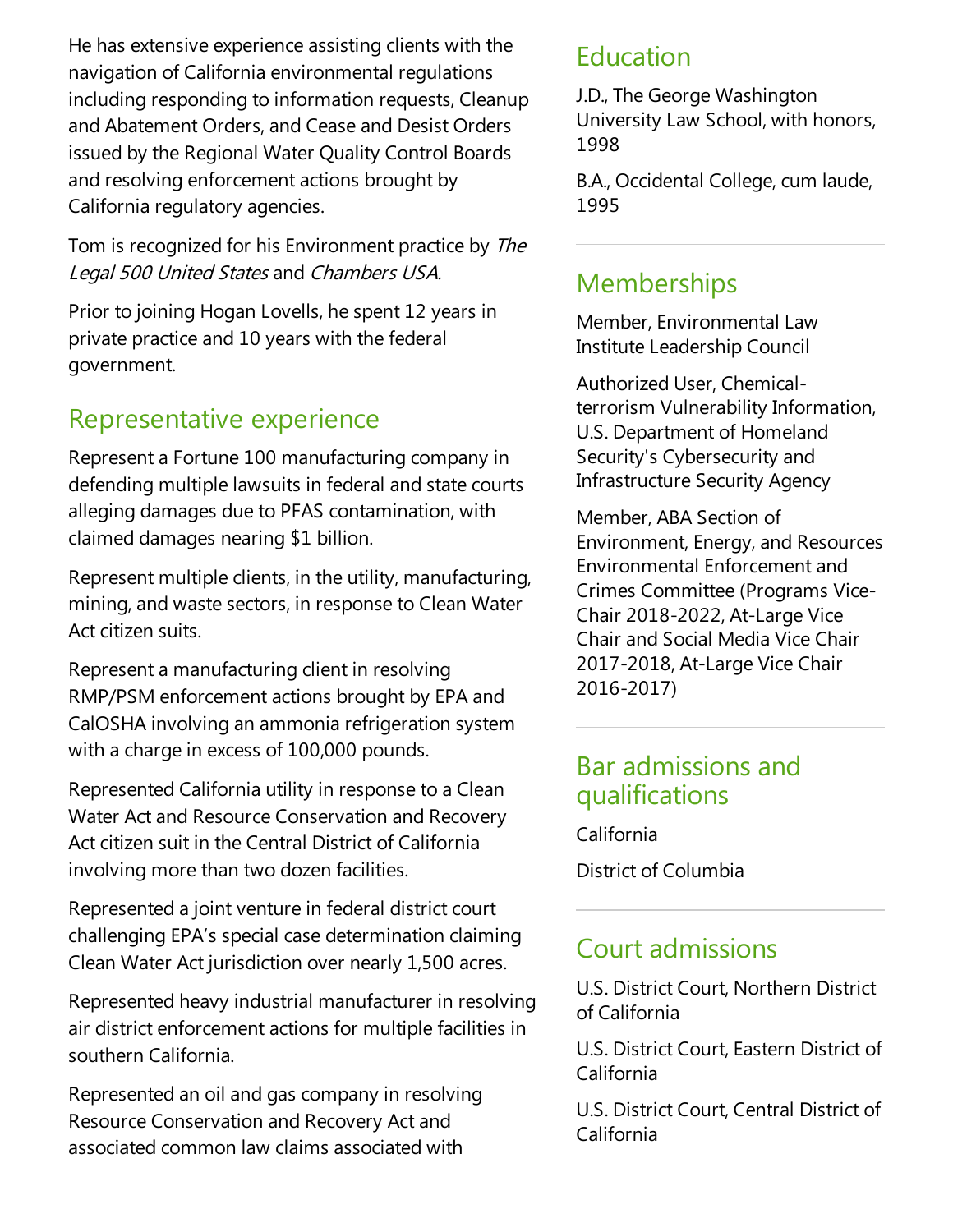He has extensive experience assisting clients with the navigation of California environmental regulations including responding to information requests, Cleanup and Abatement Orders, and Cease and Desist Orders issued by the Regional Water Quality Control Boards and resolving enforcement actions brought by California regulatory agencies.

Tom is recognized for his Environment practice by *The Legal 500 United States* and *Chambers USA.*

Prior to joining Hogan Lovells, he spent 12 years in private practice and 10 years with the federal government.

## Representative experience

Represent a Fortune 100 manufacturing company in defending multiple lawsuits in federal and state courts alleging damages due to PFAS contamination, with claimed damages nearing $1 billion.

Represent multiple clients, in the utility, manufacturing, mining, and waste sectors, in response to Clean Water Act citizen suits.

Represent a manufacturing client in resolving RMP/PSM enforcement actions brought by EPA and CalOSHA involving an ammonia refrigeration system with a charge in excess of 100,000 pounds.

Represented California utility in response to a Clean Water Act and Resource Conservation and Recovery Act citizen suit in the Central District of California involving more than two dozen facilities.

Represented a joint venture in federal district court challenging EPA's special case determination claiming Clean Water Act jurisdiction over nearly 1,500 acres.

Represented heavy industrial manufacturer in resolving air district enforcement actions for multiple facilities in southern California.

Represented an oil and gas company in resolving Resource Conservation and Recovery Act and associated common law claims associated with

## Education

J.D., The George Washington University Law School, with honors, 1998

B.A., Occidental College, cum laude, 1995

## Memberships

Member, Environmental Law Institute Leadership Council

Authorized User, Chemical-terrorism Vulnerability Information, U.S. Department of Homeland Security's Cybersecurity and Infrastructure Security Agency

Member, ABA Section of Environment, Energy, and Resources Environmental Enforcement and Crimes Committee (Programs Vice-Chair 2018-2022, At-Large Vice Chair and Social Media Vice Chair 2017-2018, At-Large Vice Chair 2016-2017)

## Bar admissions and qualifications

California

District of Columbia

## Court admissions

U.S. District Court, Northern District of California

U.S. District Court, Eastern District of California

U.S. District Court, Central District of California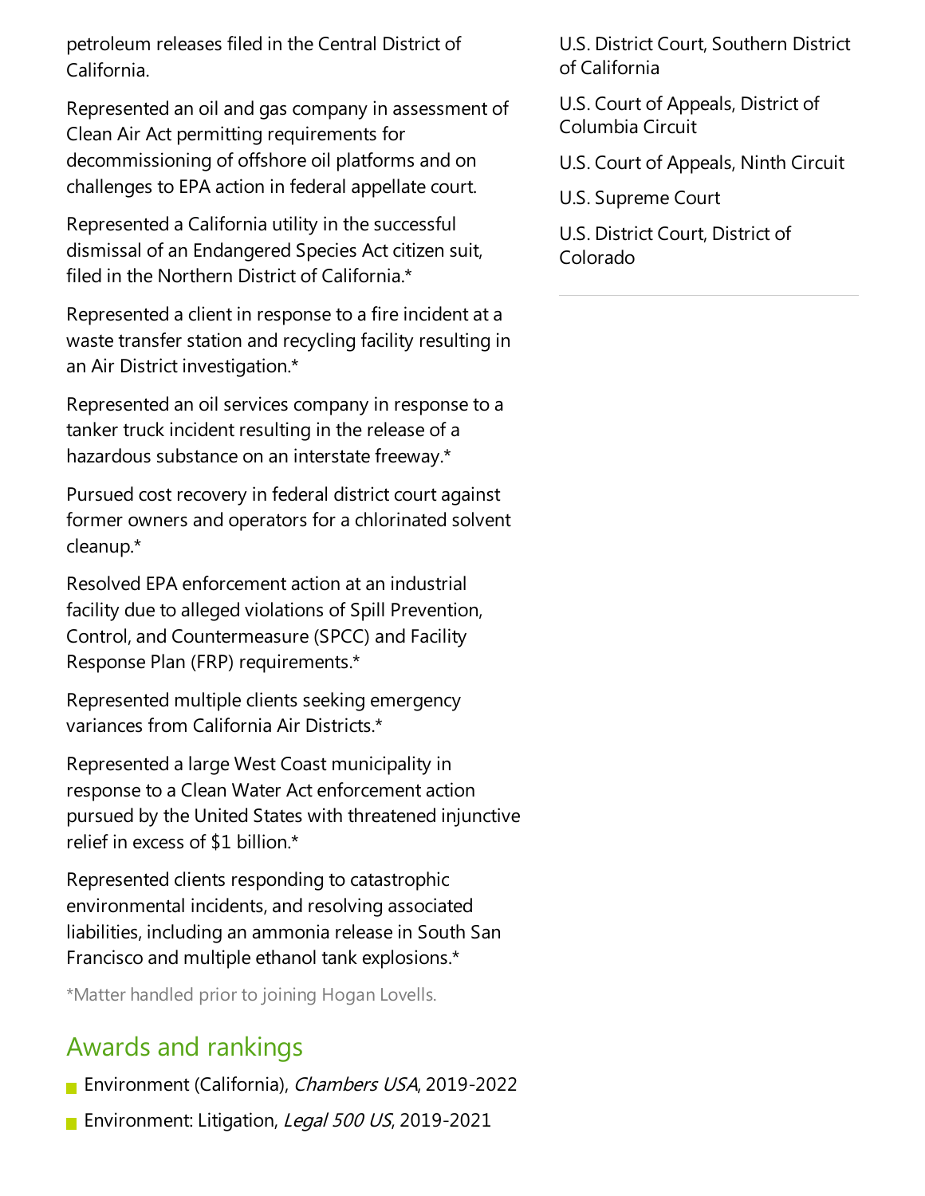petroleum releases filed in the Central District of California.

Represented an oil and gas company in assessment of Clean Air Act permitting requirements for decommissioning of offshore oil platforms and on challenges to EPA action in federal appellate court.

Represented a California utility in the successful dismissal of an Endangered Species Act citizen suit, filed in the Northern District of California.*

Represented a client in response to a fire incident at a waste transfer station and recycling facility resulting in an Air District investigation.*

Represented an oil services company in response to a tanker truck incident resulting in the release of a hazardous substance on an interstate freeway.*

Pursued cost recovery in federal district court against former owners and operators for a chlorinated solvent cleanup.*

Resolved EPA enforcement action at an industrial facility due to alleged violations of Spill Prevention, Control, and Countermeasure (SPCC) and Facility Response Plan (FRP) requirements.*

Represented multiple clients seeking emergency variances from California Air Districts.*

Represented a large West Coast municipality in response to a Clean Water Act enforcement action pursued by the United States with threatened injunctive relief in excess of $1 billion.*

Represented clients responding to catastrophic environmental incidents, and resolving associated liabilities, including an ammonia release in South San Francisco and multiple ethanol tank explosions.*

*Matter handled prior to joining Hogan Lovells.

## Awards and rankings

- Environment (California), *Chambers USA*, 2019-2022
- Environment: Litigation, *Legal 500 US*, 2019-2021

U.S. District Court, Southern District of California

U.S. Court of Appeals, District of Columbia Circuit

U.S. Court of Appeals, Ninth Circuit

U.S. Supreme Court

U.S. District Court, District of Colorado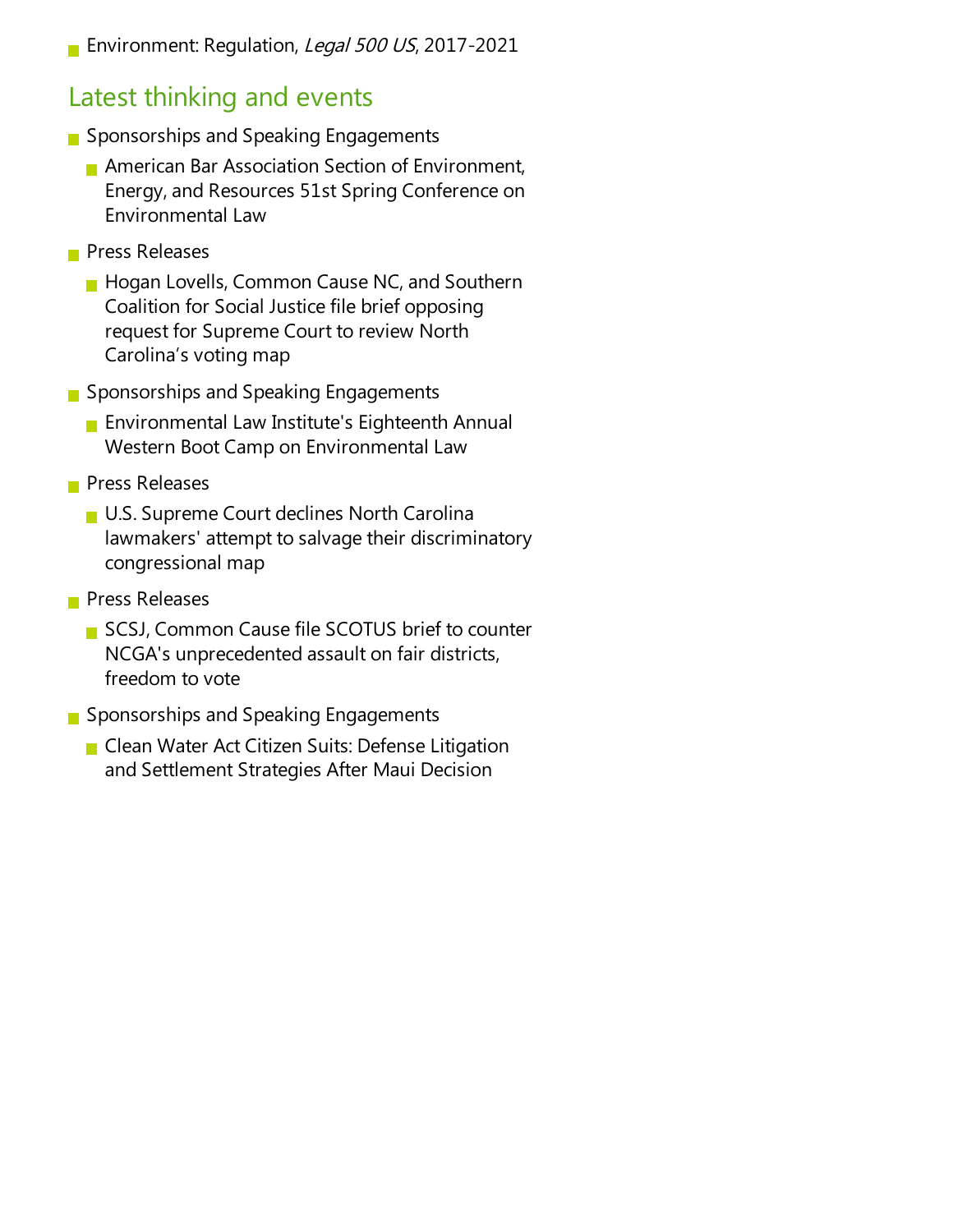- Environment: Regulation, *Legal 500 US*, 2017-2021

## Latest thinking and events

- Sponsorships and Speaking Engagements
  - American Bar Association Section of Environment, Energy, and Resources 51st Spring Conference on Environmental Law
- Press Releases
  - Hogan Lovells, Common Cause NC, and Southern Coalition for Social Justice file brief opposing request for Supreme Court to review North Carolina's voting map
- Sponsorships and Speaking Engagements
  - Environmental Law Institute's Eighteenth Annual Western Boot Camp on Environmental Law
- Press Releases
  - U.S. Supreme Court declines North Carolina lawmakers' attempt to salvage their discriminatory congressional map
- Press Releases
  - SCSJ, Common Cause file SCOTUS brief to counter NCGA's unprecedented assault on fair districts, freedom to vote
- Sponsorships and Speaking Engagements
  - Clean Water Act Citizen Suits: Defense Litigation and Settlement Strategies After Maui Decision